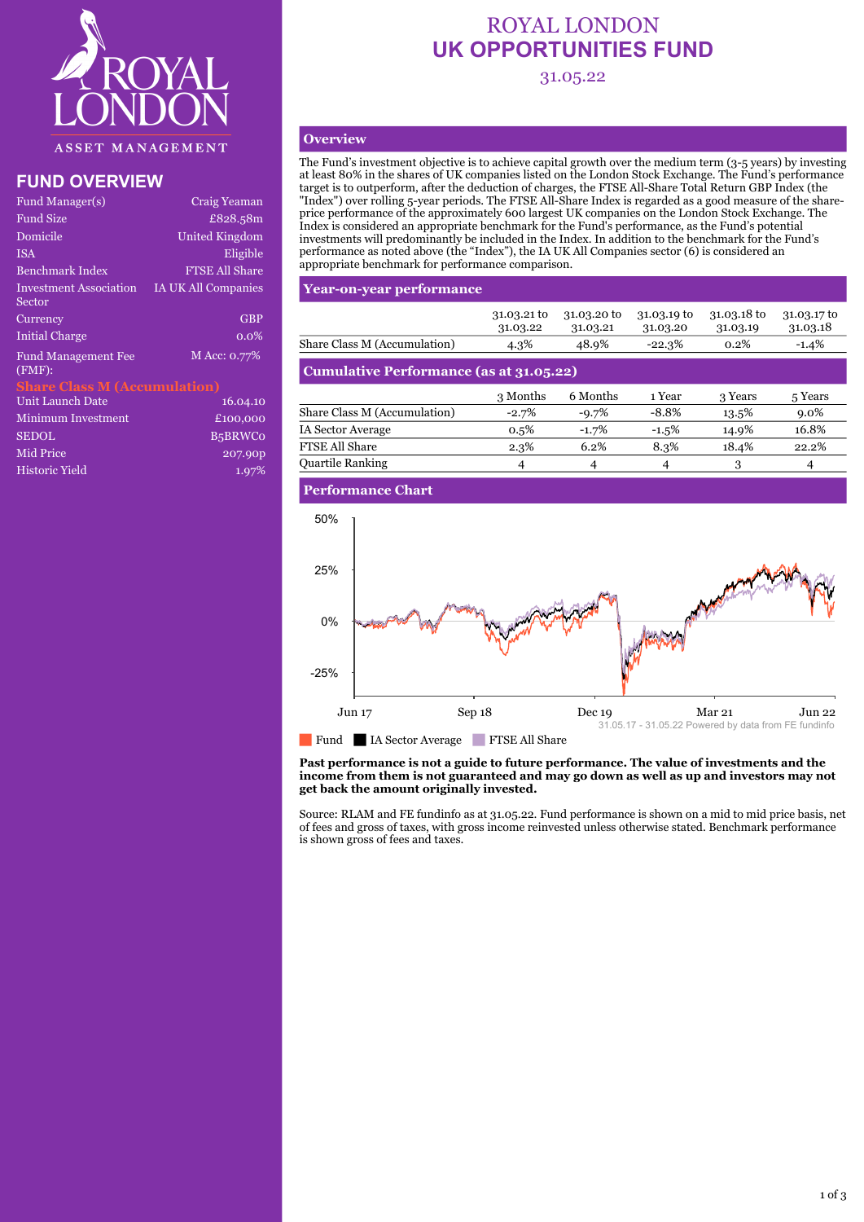# ROYAL LONDON UK OPPORTUNITIES FUND

31.05.22

ROYAL LONDON ASSET MANAGEMENT

## FUND OVERVIEW

| | |
|---|---|
| Fund Manager(s) | Craig Yeaman |
| Fund Size | £828.58m |
| Domicile | United Kingdom |
| ISA | Eligible |
| Benchmark Index | FTSE All Share |
| Investment Association Sector | IA UK All Companies |
| Currency | GBP |
| Initial Charge | 0.0% |
| Fund Management Fee (FMF): | M Acc: 0.77% |

### Share Class M (Accumulation)

| | |
|---|---|
| Unit Launch Date | 16.04.10 |
| Minimum Investment | £100,000 |
| SEDOL | B5BRWC0 |
| Mid Price | 207.90p |
| Historic Yield | 1.97% |

## Overview

The Fund's investment objective is to achieve capital growth over the medium term (3-5 years) by investing at least 80% in the shares of UK companies listed on the London Stock Exchange. The Fund's performance target is to outperform, after the deduction of charges, the FTSE All-Share Total Return GBP Index (the "Index") over rolling 5-year periods. The FTSE All-Share Index is regarded as a good measure of the share-price performance of the approximately 600 largest UK companies on the London Stock Exchange. The Index is considered an appropriate benchmark for the Fund's performance, as the Fund's potential investments will predominantly be included in the Index. In addition to the benchmark for the Fund's performance as noted above (the "Index"), the IA UK All Companies sector (6) is considered an appropriate benchmark for performance comparison.

## Year-on-year performance

| | 31.03.21 to 31.03.22 | 31.03.20 to 31.03.21 | 31.03.19 to 31.03.20 | 31.03.18 to 31.03.19 | 31.03.17 to 31.03.18 |
|---|---|---|---|---|---|
| Share Class M (Accumulation) | 4.3% | 48.9% | -22.3% | 0.2% | -1.4% |

## Cumulative Performance (as at 31.05.22)

| | 3 Months | 6 Months | 1 Year | 3 Years | 5 Years |
|---|---|---|---|---|---|
| Share Class M (Accumulation) | -2.7% | -9.7% | -8.8% | 13.5% | 9.0% |
| IA Sector Average | 0.5% | -1.7% | -1.5% | 14.9% | 16.8% |
| FTSE All Share | 2.3% | 6.2% | 8.3% | 18.4% | 22.2% |
| Quartile Ranking | 4 | 4 | 4 | 3 | 4 |

## Performance Chart

31.05.17 - 31.05.22 Powered by data from FE fundinfo

Fund | IA Sector Average | FTSE All Share

**Past performance is not a guide to future performance. The value of investments and the income from them is not guaranteed and may go down as well as up and investors may not get back the amount originally invested.**

Source: RLAM and FE fundinfo as at 31.05.22. Fund performance is shown on a mid to mid price basis, net of fees and gross of taxes, with gross income reinvested unless otherwise stated. Benchmark performance is shown gross of fees and taxes.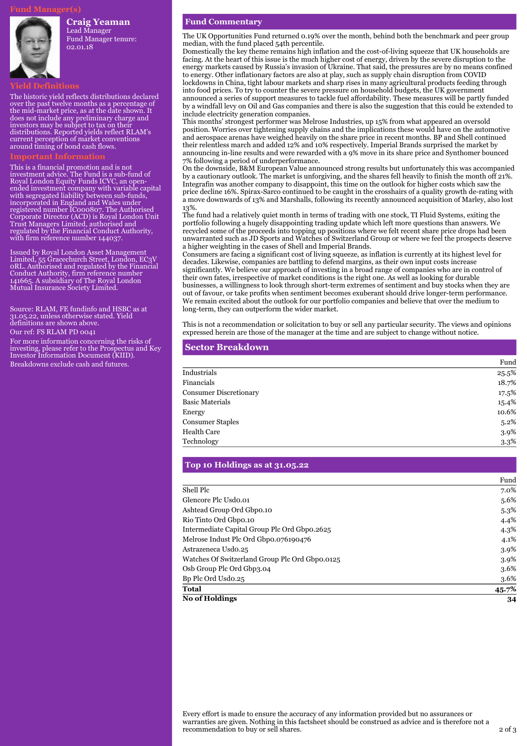## Fund Manager(s)

**Craig Yeaman**
Lead Manager
Fund Manager tenure: 02.01.18

## Yield Definitions

The historic yield reflects distributions declared over the past twelve months as a percentage of the mid-market price, as at the date shown. It does not include any preliminary charge and investors may be subject to tax on their distributions. Reported yields reflect RLAM's current perception of market conventions around timing of bond cash flows.

## Important Information

This is a financial promotion and is not investment advice. The Fund is a sub-fund of Royal London Equity Funds ICVC, an open-ended investment company with variable capital with segregated liability between sub-funds, incorporated in England and Wales under registered number IC000807. The Authorised Corporate Director (ACD) is Royal London Unit Trust Managers Limited, authorised and regulated by the Financial Conduct Authority, with firm reference number 144037.

Issued by Royal London Asset Management Limited, 55 Gracechurch Street, London, EC3V 0RL. Authorised and regulated by the Financial Conduct Authority, firm reference number 141665. A subsidiary of The Royal London Mutual Insurance Society Limited.

Source: RLAM, FE fundinfo and HSBC as at 31.05.22, unless otherwise stated. Yield definitions are shown above.

Our ref: FS RLAM PD 0041

For more information concerning the risks of investing, please refer to the Prospectus and Key Investor Information Document (KIID).

Breakdowns exclude cash and futures.

## Fund Commentary

The UK Opportunities Fund returned 0.19% over the month, behind both the benchmark and peer group median, with the fund placed 54th percentile.

Domestically the key theme remains high inflation and the cost-of-living squeeze that UK households are facing. At the heart of this issue is the much higher cost of energy, driven by the severe disruption to the energy markets caused by Russia's invasion of Ukraine. That said, the pressures are by no means confined to energy. Other inflationary factors are also at play, such as supply chain disruption from COVID lockdowns in China, tight labour markets and sharp rises in many agricultural products feeding through into food prices. To try to counter the severe pressure on household budgets, the UK government announced a series of support measures to tackle fuel affordability. These measures will be partly funded by a windfall levy on Oil and Gas companies and there is also the suggestion that this could be extended to include electricity generation companies.

This months' strongest performer was Melrose Industries, up 15% from what appeared an oversold position. Worries over tightening supply chains and the implications these would have on the automotive and aerospace arenas have weighed heavily on the share price in recent months. BP and Shell continued their relentless march and added 12% and 10% respectively. Imperial Brands surprised the market by announcing in-line results and were rewarded with a 9% move in its share price and Synthomer bounced 7% following a period of underperformance.

On the downside, B&M European Value announced strong results but unfortunately this was accompanied by a cautionary outlook. The market is unforgiving, and the shares fell heavily to finish the month off 21%. Integrafin was another company to disappoint, this time on the outlook for higher costs which saw the price decline 16%. Spirax-Sarco continued to be caught in the crosshairs of a quality growth de-rating with a move downwards of 13% and Marshalls, following its recently announced acquisition of Marley, also lost 13%.

The fund had a relatively quiet month in terms of trading with one stock, TI Fluid Systems, exiting the portfolio following a hugely disappointing trading update which left more questions than answers. We recycled some of the proceeds into topping up positions where we felt recent share price drops had been unwarranted such as JD Sports and Watches of Switzerland Group or where we feel the prospects deserve a higher weighting in the cases of Shell and Imperial Brands.

Consumers are facing a significant cost of living squeeze, as inflation is currently at its highest level for decades. Likewise, companies are battling to defend margins, as their own input costs increase significantly. We believe our approach of investing in a broad range of companies who are in control of their own fates, irrespective of market conditions is the right one. As well as looking for durable businesses, a willingness to look through short-term extremes of sentiment and buy stocks when they are out of favour, or take profits when sentiment becomes exuberant should drive longer-term performance. We remain excited about the outlook for our portfolio companies and believe that over the medium to long-term, they can outperform the wider market.

This is not a recommendation or solicitation to buy or sell any particular security. The views and opinions expressed herein are those of the manager at the time and are subject to change without notice.

## Sector Breakdown

| | Fund |
|---|---|
| Industrials | 25.5% |
| Financials | 18.7% |
| Consumer Discretionary | 17.5% |
| Basic Materials | 15.4% |
| Energy | 10.6% |
| Consumer Staples | 5.2% |
| Health Care | 3.9% |
| Technology | 3.3% |

## Top 10 Holdings as at 31.05.22

| | Fund |
|---|---|
| Shell Plc | 7.0% |
| Glencore Plc Usd0.01 | 5.6% |
| Ashtead Group Ord Gbp0.10 | 5.3% |
| Rio Tinto Ord Gbp0.10 | 4.4% |
| Intermediate Capital Group Plc Ord Gbp0.2625 | 4.3% |
| Melrose Indust Plc Ord Gbp0.076190476 | 4.1% |
| Astrazeneca Usd0.25 | 3.9% |
| Watches Of Switzerland Group Plc Ord Gbp0.0125 | 3.9% |
| Osb Group Plc Ord Gbp3.04 | 3.6% |
| Bp Plc Ord Usd0.25 | 3.6% |
| **Total** | **45.7%** |
| **No of Holdings** | **34** |

Every effort is made to ensure the accuracy of any information provided but no assurances or warranties are given. Nothing in this factsheet should be construed as advice and is therefore not a recommendation to buy or sell shares.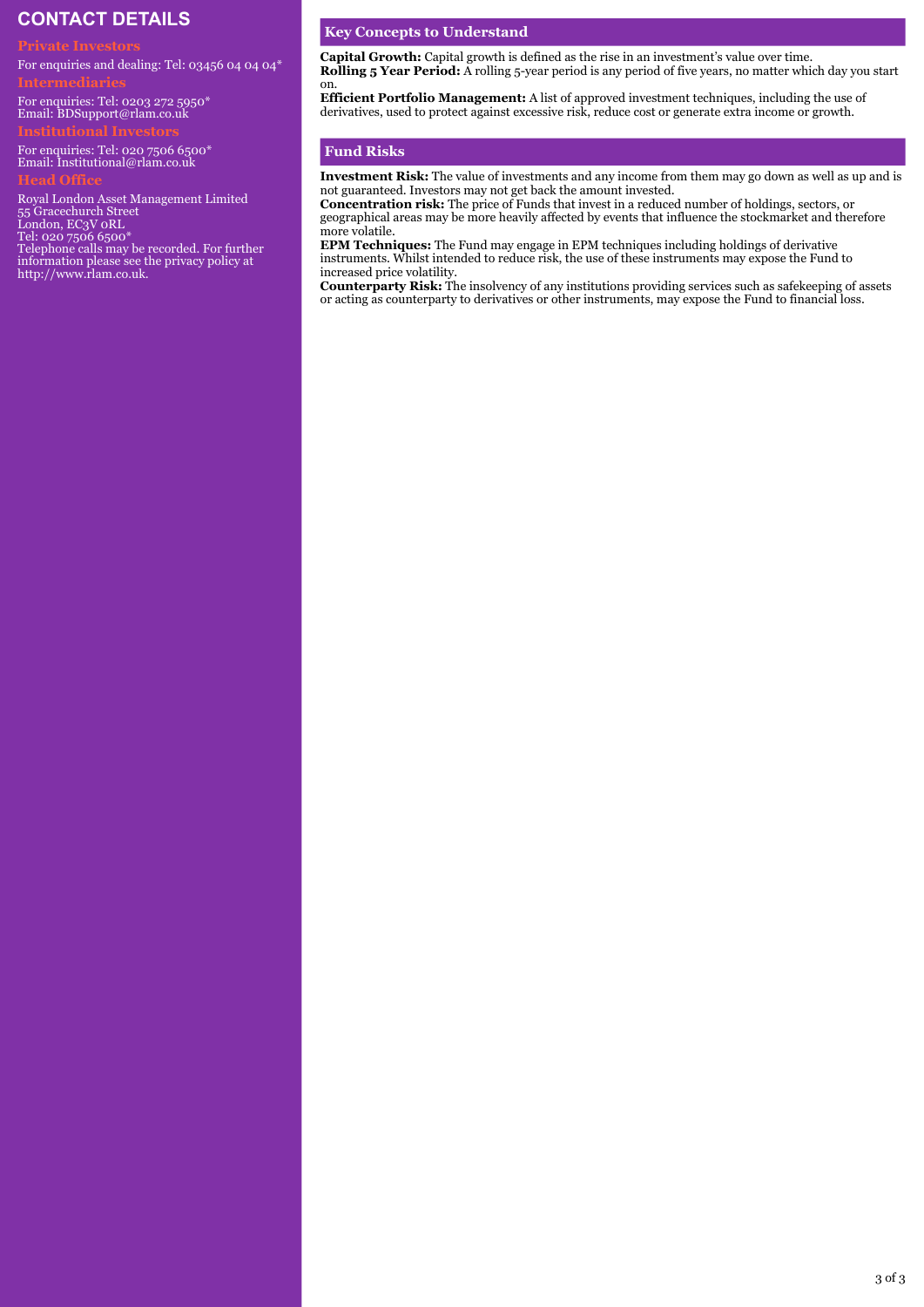## CONTACT DETAILS

### Private Investors

For enquiries and dealing: Tel: 03456 04 04 04*

### Intermediaries

For enquiries: Tel: 0203 272 5950*
Email: BDSupport@rlam.co.uk

### Institutional Investors

For enquiries: Tel: 020 7506 6500*
Email: Institutional@rlam.co.uk

### Head Office

Royal London Asset Management Limited
55 Gracechurch Street
London, EC3V 0RL
Tel: 020 7506 6500*
Telephone calls may be recorded. For further information please see the privacy policy at http://www.rlam.co.uk.

## Key Concepts to Understand

**Capital Growth:** Capital growth is defined as the rise in an investment's value over time.
**Rolling 5 Year Period:** A rolling 5-year period is any period of five years, no matter which day you start on.
**Efficient Portfolio Management:** A list of approved investment techniques, including the use of derivatives, used to protect against excessive risk, reduce cost or generate extra income or growth.

## Fund Risks

**Investment Risk:** The value of investments and any income from them may go down as well as up and is not guaranteed. Investors may not get back the amount invested.
**Concentration risk:** The price of Funds that invest in a reduced number of holdings, sectors, or geographical areas may be more heavily affected by events that influence the stockmarket and therefore more volatile.
**EPM Techniques:** The Fund may engage in EPM techniques including holdings of derivative instruments. Whilst intended to reduce risk, the use of these instruments may expose the Fund to increased price volatility.
**Counterparty Risk:** The insolvency of any institutions providing services such as safekeeping of assets or acting as counterparty to derivatives or other instruments, may expose the Fund to financial loss.